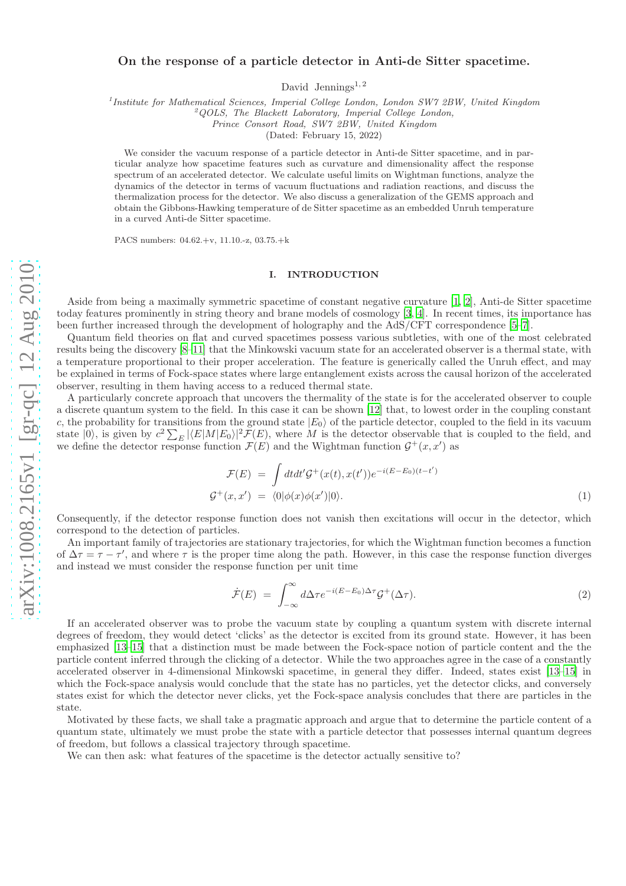# On the response of a particle detector in Anti-de Sitter spacetime.

David Jennings[1,2]

[1] *Institute for Mathematical Sciences, Imperial College London, London SW7 2BW, United Kingdom*
[2] *QOLS, The Blackett Laboratory, Imperial College London, Prince Consort Road, SW7 2BW, United Kingdom*

(Dated: February 15, 2022)

We consider the vacuum response of a particle detector in Anti-de Sitter spacetime, and in particular analyze how spacetime features such as curvature and dimensionality affect the response spectrum of an accelerated detector. We calculate useful limits on Wightman functions, analyze the dynamics of the detector in terms of vacuum fluctuations and radiation reactions, and discuss the thermalization process for the detector. We also discuss a generalization of the GEMS approach and obtain the Gibbons-Hawking temperature of de Sitter spacetime as an embedded Unruh temperature in a curved Anti-de Sitter spacetime.

PACS numbers: 04.62.+v, 11.10.-z, 03.75.+k

## I. INTRODUCTION

Aside from being a maximally symmetric spacetime of constant negative curvature [1, 2], Anti-de Sitter spacetime today features prominently in string theory and brane models of cosmology [3, 4]. In recent times, its importance has been further increased through the development of holography and the AdS/CFT correspondence [5–7].

Quantum field theories on flat and curved spacetimes possess various subtleties, with one of the most celebrated results being the discovery [8–11] that the Minkowski vacuum state for an accelerated observer is a thermal state, with a temperature proportional to their proper acceleration. The feature is generically called the Unruh effect, and may be explained in terms of Fock-space states where large entanglement exists across the causal horizon of the accelerated observer, resulting in them having access to a reduced thermal state.

A particularly concrete approach that uncovers the thermality of the state is for the accelerated observer to couple a discrete quantum system to the field. In this case it can be shown [12] that, to lowest order in the coupling constant $c$, the probability for transitions from the ground state $|E_0\rangle$ of the particle detector, coupled to the field in its vacuum state $|0\rangle$, is given by $c^2 \sum_E |\langle E|M|E_0\rangle|^2 \mathcal{F}(E)$, where $M$ is the detector observable that is coupled to the field, and we define the detector response function $\mathcal{F}(E)$ and the Wightman function $\mathcal{G}^+(x,x')$ as

$$
\begin{aligned}
\mathcal{F}(E) &= \int dt dt' \mathcal{G}^+(x(t), x(t')) e^{-i(E-E_0)(t-t')} \\
\mathcal{G}^+(x,x') &= \langle 0|\phi(x)\phi(x')|0\rangle.
\end{aligned} \tag{1}
$$

Consequently, if the detector response function does not vanish then excitations will occur in the detector, which correspond to the detection of particles.

An important family of trajectories are stationary trajectories, for which the Wightman function becomes a function of $\Delta\tau = \tau - \tau'$, and where $\tau$ is the proper time along the path. However, in this case the response function diverges and instead we must consider the response function per unit time

$$
\dot{\mathcal{F}}(E) = \int_{-\infty}^{\infty} d\Delta\tau e^{-i(E-E_0)\Delta\tau} \mathcal{G}^+(\Delta\tau). \tag{2}
$$

If an accelerated observer was to probe the vacuum state by coupling a quantum system with discrete internal degrees of freedom, they would detect 'clicks' as the detector is excited from its ground state. However, it has been emphasized [13–15] that a distinction must be made between the Fock-space notion of particle content and the the particle content inferred through the clicking of a detector. While the two approaches agree in the case of a constantly accelerated observer in 4-dimensional Minkowski spacetime, in general they differ. Indeed, states exist [13–15] in which the Fock-space analysis would conclude that the state has no particles, yet the detector clicks, and conversely states exist for which the detector never clicks, yet the Fock-space analysis concludes that there are particles in the state.

Motivated by these facts, we shall take a pragmatic approach and argue that to determine the particle content of a quantum state, ultimately we must probe the state with a particle detector that possesses internal quantum degrees of freedom, but follows a classical trajectory through spacetime.

We can then ask: what features of the spacetime is the detector actually sensitive to?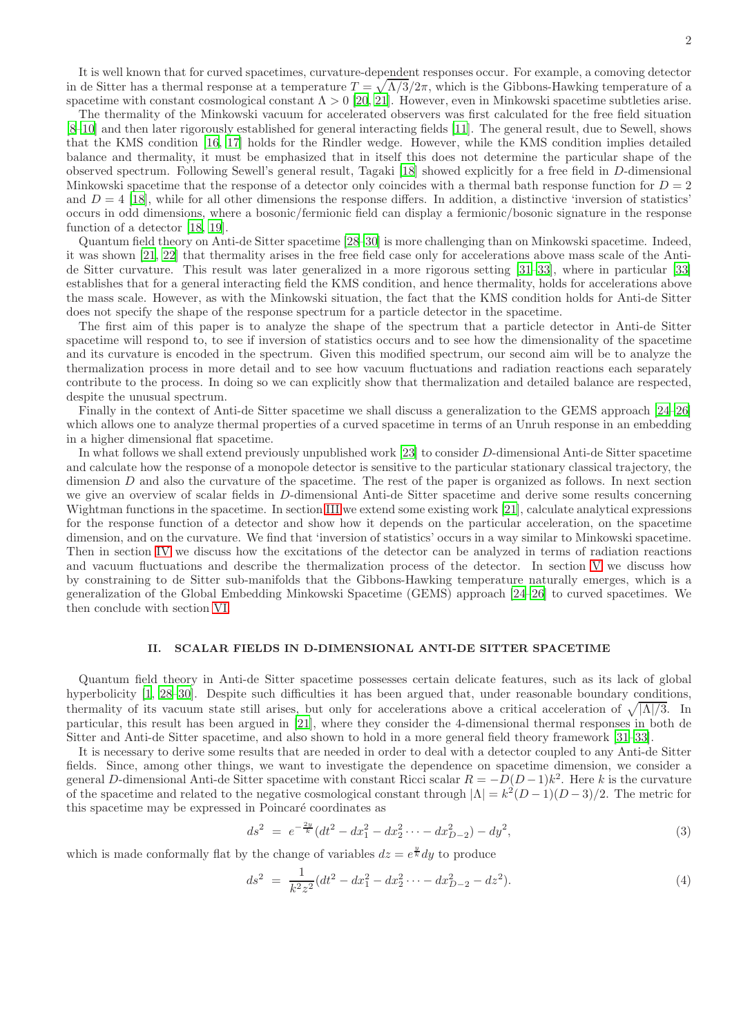It is well known that for curved spacetimes, curvature-dependent responses occur. For example, a comoving detector in de Sitter has a thermal response at a temperature $T = \sqrt{\Lambda/3}/2\pi$, which is the Gibbons-Hawking temperature of a spacetime with constant cosmological constant $\Lambda > 0$ [20, 21]. However, even in Minkowski spacetime subtleties arise.

The thermality of the Minkowski vacuum for accelerated observers was first calculated for the free field situation [8–10] and then later rigorously established for general interacting fields [11]. The general result, due to Sewell, shows that the KMS condition [16, 17] holds for the Rindler wedge. However, while the KMS condition implies detailed balance and thermality, it must be emphasized that in itself this does not determine the particular shape of the observed spectrum. Following Sewell's general result, Tagaki [18] showed explicitly for a free field in $D$-dimensional Minkowski spacetime that the response of a detector only coincides with a thermal bath response function for $D = 2$ and $D = 4$ [18], while for all other dimensions the response differs. In addition, a distinctive 'inversion of statistics' occurs in odd dimensions, where a bosonic/fermionic field can display a fermionic/bosonic signature in the response function of a detector [18, 19].

Quantum field theory on Anti-de Sitter spacetime [28–30] is more challenging than on Minkowski spacetime. Indeed, it was shown [21, 22] that thermality arises in the free field case only for accelerations above mass scale of the Anti-de Sitter curvature. This result was later generalized in a more rigorous setting [31–33], where in particular [33] establishes that for a general interacting field the KMS condition, and hence thermality, holds for accelerations above the mass scale. However, as with the Minkowski situation, the fact that the KMS condition holds for Anti-de Sitter does not specify the shape of the response spectrum for a particle detector in the spacetime.

The first aim of this paper is to analyze the shape of the spectrum that a particle detector in Anti-de Sitter spacetime will respond to, to see if inversion of statistics occurs and to see how the dimensionality of the spacetime and its curvature is encoded in the spectrum. Given this modified spectrum, our second aim will be to analyze the thermalization process in more detail and to see how vacuum fluctuations and radiation reactions each separately contribute to the process. In doing so we can explicitly show that thermalization and detailed balance are respected, despite the unusual spectrum.

Finally in the context of Anti-de Sitter spacetime we shall discuss a generalization to the GEMS approach [24–26] which allows one to analyze thermal properties of a curved spacetime in terms of an Unruh response in an embedding in a higher dimensional flat spacetime.

In what follows we shall extend previously unpublished work [23] to consider $D$-dimensional Anti-de Sitter spacetime and calculate how the response of a monopole detector is sensitive to the particular stationary classical trajectory, the dimension $D$ and also the curvature of the spacetime. The rest of the paper is organized as follows. In next section we give an overview of scalar fields in $D$-dimensional Anti-de Sitter spacetime and derive some results concerning Wightman functions in the spacetime. In section III we extend some existing work [21], calculate analytical expressions for the response function of a detector and show how it depends on the particular acceleration, on the spacetime dimension, and on the curvature. We find that 'inversion of statistics' occurs in a way similar to Minkowski spacetime. Then in section IV we discuss how the excitations of the detector can be analyzed in terms of radiation reactions and vacuum fluctuations and describe the thermalization process of the detector. In section V we discuss how by constraining to de Sitter sub-manifolds that the Gibbons-Hawking temperature naturally emerges, which is a generalization of the Global Embedding Minkowski Spacetime (GEMS) approach [24–26] to curved spacetimes. We then conclude with section VI.

## II. SCALAR FIELDS IN D-DIMENSIONAL ANTI-DE SITTER SPACETIME

Quantum field theory in Anti-de Sitter spacetime possesses certain delicate features, such as its lack of global hyperbolicity [1, 28–30]. Despite such difficulties it has been argued that, under reasonable boundary conditions, thermality of its vacuum state still arises, but only for accelerations above a critical acceleration of $\sqrt{|\Lambda|/3}$. In particular, this result has been argued in [21], where they consider the 4-dimensional thermal responses in both de Sitter and Anti-de Sitter spacetime, and also shown to hold in a more general field theory framework [31–33].

It is necessary to derive some results that are needed in order to deal with a detector coupled to any Anti-de Sitter fields. Since, among other things, we want to investigate the dependence on spacetime dimension, we consider a general $D$-dimensional Anti-de Sitter spacetime with constant Ricci scalar $R = -D(D-1)k^2$. Here $k$ is the curvature of the spacetime and related to the negative cosmological constant through $|\Lambda| = k^2(D-1)(D-3)/2$. The metric for this spacetime may be expressed in Poincaré coordinates as

$$ds^2 \;=\; e^{-\frac{2y}{k}}(dt^2 - dx_1^2 - dx_2^2 \cdots - dx_{D-2}^2) - dy^2, \tag{3}$$

which is made conformally flat by the change of variables $dz = e^{\frac{y}{k}}dy$ to produce

$$ds^2 \;=\; \frac{1}{k^2 z^2}(dt^2 - dx_1^2 - dx_2^2 \cdots - dx_{D-2}^2 - dz^2). \tag{4}$$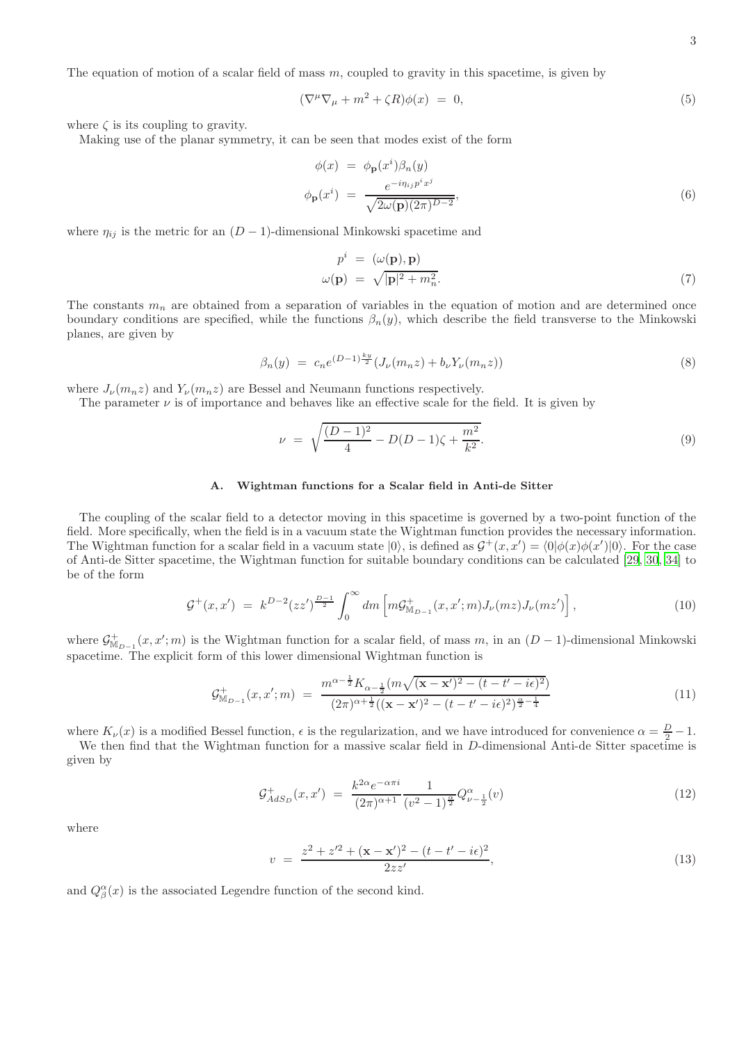The equation of motion of a scalar field of mass $m$, coupled to gravity in this spacetime, is given by

$$(\nabla^\mu \nabla_\mu + m^2 + \zeta R)\phi(x) \;=\; 0, \tag{5}$$

where $\zeta$ is its coupling to gravity.

Making use of the planar symmetry, it can be seen that modes exist of the form

$$\begin{aligned}
\phi(x) \;&=\; \phi_{\mathbf{p}}(x^i)\beta_n(y) \\
\phi_{\mathbf{p}}(x^i) \;&=\; \frac{e^{-i\eta_{ij}p^i x^j}}{\sqrt{2\omega(\mathbf{p})(2\pi)^{D-2}}},
\end{aligned} \tag{6}$$

where $\eta_{ij}$ is the metric for an $(D-1)$-dimensional Minkowski spacetime and

$$\begin{aligned}
p^i \;&=\; (\omega(\mathbf{p}), \mathbf{p}) \\
\omega(\mathbf{p}) \;&=\; \sqrt{|\mathbf{p}|^2 + m_n^2}.
\end{aligned} \tag{7}$$

The constants $m_n$ are obtained from a separation of variables in the equation of motion and are determined once boundary conditions are specified, while the functions $\beta_n(y)$, which describe the field transverse to the Minkowski planes, are given by

$$\beta_n(y) \;=\; c_n e^{(D-1)\frac{ky}{2}}(J_\nu(m_n z) + b_\nu Y_\nu(m_n z)) \tag{8}$$

where $J_\nu(m_n z)$ and $Y_\nu(m_n z)$ are Bessel and Neumann functions respectively.

The parameter $\nu$ is of importance and behaves like an effective scale for the field. It is given by

$$\nu \;=\; \sqrt{\frac{(D-1)^2}{4} - D(D-1)\zeta + \frac{m^2}{k^2}}. \tag{9}$$

### A. Wightman functions for a Scalar field in Anti-de Sitter

The coupling of the scalar field to a detector moving in this spacetime is governed by a two-point function of the field. More specifically, when the field is in a vacuum state the Wightman function provides the necessary information. The Wightman function for a scalar field in a vacuum state $|0\rangle$, is defined as $\mathcal{G}^+(x,x') = \langle 0|\phi(x)\phi(x')|0\rangle$. For the case of Anti-de Sitter spacetime, the Wightman function for suitable boundary conditions can be calculated [29, 30, 34] to be of the form

$$\mathcal{G}^+(x,x') \;=\; k^{D-2}(zz')^{\frac{D-1}{2}}\int_0^\infty dm\left[m\mathcal{G}^+_{\mathbb{M}_{D-1}}(x,x';m)J_\nu(mz)J_\nu(mz')\right], \tag{10}$$

where $\mathcal{G}^+_{\mathbb{M}_{D-1}}(x,x';m)$ is the Wightman function for a scalar field, of mass $m$, in an $(D-1)$-dimensional Minkowski spacetime. The explicit form of this lower dimensional Wightman function is

$$\mathcal{G}^+_{\mathbb{M}_{D-1}}(x,x';m) \;=\; \frac{m^{\alpha-\frac{1}{2}}K_{\alpha-\frac{1}{2}}(m\sqrt{(\mathbf{x}-\mathbf{x}')^2-(t-t'-i\epsilon)^2})}{(2\pi)^{\alpha+\frac{1}{2}}((\mathbf{x}-\mathbf{x}')^2-(t-t'-i\epsilon)^2)^{\frac{\alpha}{2}-\frac{1}{4}}} \tag{11}$$

where $K_\nu(x)$ is a modified Bessel function, $\epsilon$ is the regularization, and we have introduced for convenience $\alpha = \frac{D}{2}-1$.

We then find that the Wightman function for a massive scalar field in $D$-dimensional Anti-de Sitter spacetime is given by

$$\mathcal{G}^+_{AdS_D}(x,x') \;=\; \frac{k^{2\alpha}e^{-\alpha\pi i}}{(2\pi)^{\alpha+1}}\frac{1}{(v^2-1)^{\frac{\alpha}{2}}}Q^\alpha_{\nu-\frac{1}{2}}(v) \tag{12}$$

where

$$v \;=\; \frac{z^2+z'^2+(\mathbf{x}-\mathbf{x}')^2-(t-t'-i\epsilon)^2}{2zz'}, \tag{13}$$

and $Q^\alpha_\beta(x)$ is the associated Legendre function of the second kind.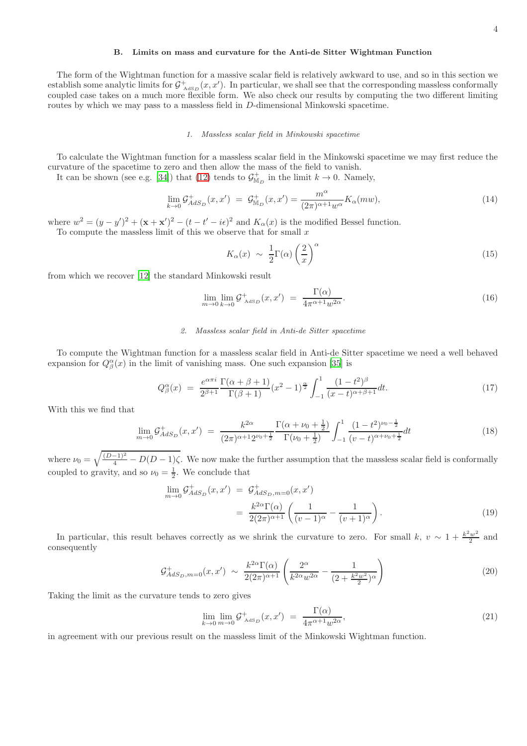### B. Limits on mass and curvature for the Anti-de Sitter Wightman Function

The form of the Wightman function for a massive scalar field is relatively awkward to use, and so in this section we establish some analytic limits for $\mathcal{G}^+_{\mathrm{AdS}_D}(x,x')$. In particular, we shall see that the corresponding massless conformally coupled case takes on a much more flexible form. We also check our results by computing the two different limiting routes by which we may pass to a massless field in $D$-dimensional Minkowski spacetime.

#### 1. Massless scalar field in Minkowski spacetime

To calculate the Wightman function for a massless scalar field in the Minkowski spacetime we may first reduce the curvature of the spacetime to zero and then allow the mass of the field to vanish.

It can be shown (see e.g. [34]) that (12) tends to $\mathcal{G}^+_{\mathbb{M}_D}$ in the limit $k \to 0$. Namely,

$$\lim_{k\to 0} \mathcal{G}^+_{AdS_D}(x,x') \;=\; \mathcal{G}^+_{\mathbb{M}_D}(x,x') = \frac{m^\alpha}{(2\pi)^{\alpha+1} w^\alpha} K_\alpha(mw), \tag{14}$$

where $w^2 = (y-y')^2 + (\mathbf{x}+\mathbf{x}')^2 - (t-t'-i\epsilon)^2$ and $K_\alpha(x)$ is the modified Bessel function.

To compute the massless limit of this we observe that for small $x$

$$K_\alpha(x) \;\sim\; \frac{1}{2}\Gamma(\alpha)\left(\frac{2}{x}\right)^\alpha \tag{15}$$

from which we recover [12] the standard Minkowski result

$$\lim_{m\to 0}\lim_{k\to 0} \mathcal{G}^+_{\mathrm{AdS}_D}(x,x') \;=\; \frac{\Gamma(\alpha)}{4\pi^{\alpha+1} w^{2\alpha}}. \tag{16}$$

#### 2. Massless scalar field in Anti-de Sitter spacetime

To compute the Wightman function for a massless scalar field in Anti-de Sitter spacetime we need a well behaved expansion for $Q^\alpha_\beta(x)$ in the limit of vanishing mass. One such expansion [35] is

$$Q^\alpha_\beta(x) \;=\; \frac{e^{\alpha\pi i}}{2^{\beta+1}}\frac{\Gamma(\alpha+\beta+1)}{\Gamma(\beta+1)}(x^2-1)^{\frac{\alpha}{2}} \int_{-1}^{1} \frac{(1-t^2)^\beta}{(x-t)^{\alpha+\beta+1}}dt. \tag{17}$$

With this we find that

$$\lim_{m\to 0} \mathcal{G}^+_{AdS_D}(x,x') \;=\; \frac{k^{2\alpha}}{(2\pi)^{\alpha+1}2^{\nu_0+\frac{1}{2}}}\frac{\Gamma(\alpha+\nu_0+\frac{1}{2})}{\Gamma(\nu_0+\frac{1}{2})}\int_{-1}^{1}\frac{(1-t^2)^{\nu_0-\frac{1}{2}}}{(v-t)^{\alpha+\nu_0+\frac{1}{2}}}dt \tag{18}$$

where $\nu_0 = \sqrt{\frac{(D-1)^2}{4} - D(D-1)\zeta}$. We now make the further assumption that the massless scalar field is conformally coupled to gravity, and so $\nu_0 = \frac{1}{2}$. We conclude that

$$\begin{aligned}\lim_{m\to 0} \mathcal{G}^+_{AdS_D}(x,x') \;&=\; \mathcal{G}^+_{AdS_D,m=0}(x,x') \\ &=\; \frac{k^{2\alpha}\Gamma(\alpha)}{2(2\pi)^{\alpha+1}}\left(\frac{1}{(v-1)^\alpha} - \frac{1}{(v+1)^\alpha}\right).\end{aligned} \tag{19}$$

In particular, this result behaves correctly as we shrink the curvature to zero. For small $k$, $v \sim 1 + \frac{k^2w^2}{2}$ and consequently

$$\mathcal{G}^+_{AdS_D,m=0}(x,x') \;\sim\; \frac{k^{2\alpha}\Gamma(\alpha)}{2(2\pi)^{\alpha+1}}\left(\frac{2^\alpha}{k^{2\alpha}w^{2\alpha}} - \frac{1}{(2+\frac{k^2w^2}{2})^\alpha}\right) \tag{20}$$

Taking the limit as the curvature tends to zero gives

$$\lim_{k\to 0}\lim_{m\to 0} \mathcal{G}^+_{\mathrm{AdS}_D}(x,x') \;=\; \frac{\Gamma(\alpha)}{4\pi^{\alpha+1}w^{2\alpha}}, \tag{21}$$

in agreement with our previous result on the massless limit of the Minkowski Wightman function.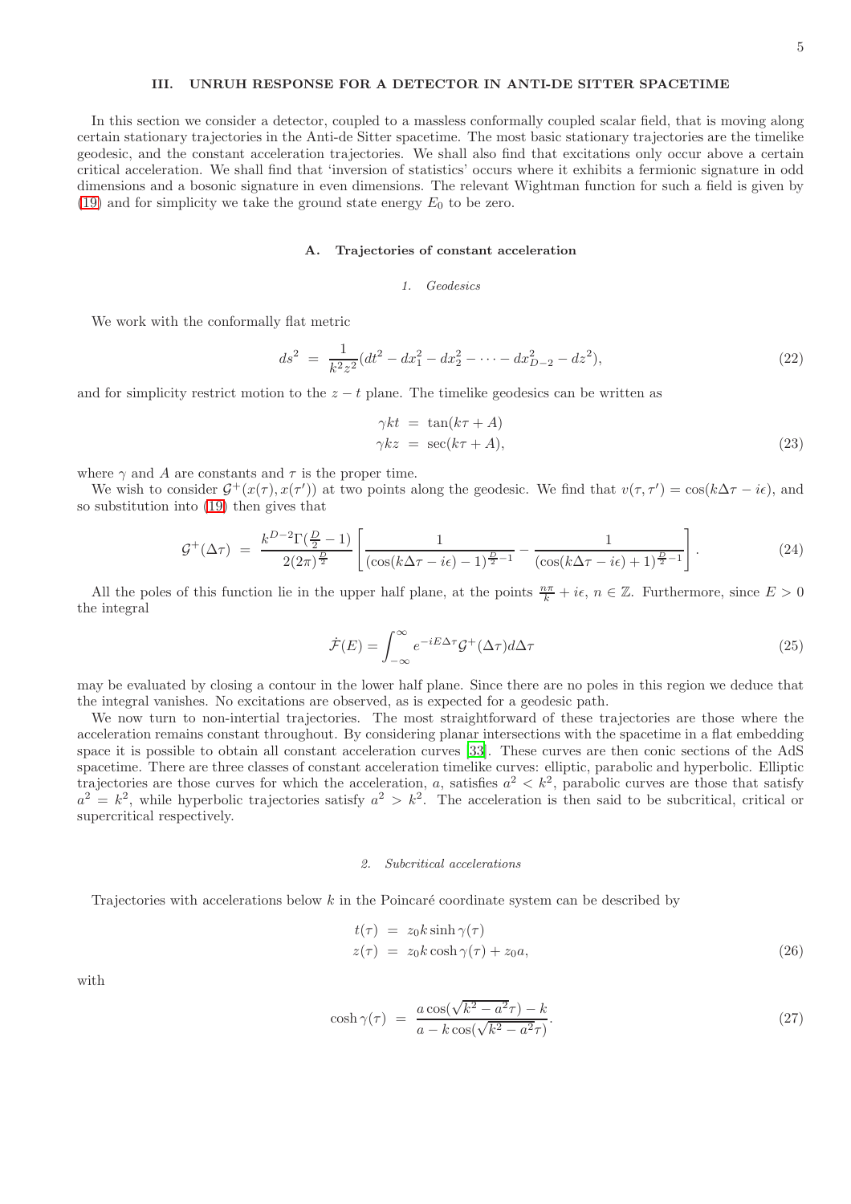## III. UNRUH RESPONSE FOR A DETECTOR IN ANTI-DE SITTER SPACETIME

In this section we consider a detector, coupled to a massless conformally coupled scalar field, that is moving along certain stationary trajectories in the Anti-de Sitter spacetime. The most basic stationary trajectories are the timelike geodesic, and the constant acceleration trajectories. We shall also find that excitations only occur above a certain critical acceleration. We shall find that 'inversion of statistics' occurs where it exhibits a fermionic signature in odd dimensions and a bosonic signature in even dimensions. The relevant Wightman function for such a field is given by (19) and for simplicity we take the ground state energy $E_0$ to be zero.

### A. Trajectories of constant acceleration

#### 1. Geodesics

We work with the conformally flat metric

$$ds^2 = \frac{1}{k^2 z^2}(dt^2 - dx_1^2 - dx_2^2 - \cdots - dx_{D-2}^2 - dz^2), \tag{22}$$

and for simplicity restrict motion to the $z - t$ plane. The timelike geodesics can be written as

$$\begin{aligned}\gamma k t &= \tan(k\tau + A)\\ \gamma k z &= \sec(k\tau + A),\end{aligned} \tag{23}$$

where $\gamma$ and $A$ are constants and $\tau$ is the proper time.

We wish to consider $\mathcal{G}^+(x(\tau), x(\tau'))$ at two points along the geodesic. We find that $v(\tau, \tau') = \cos(k\Delta\tau - i\epsilon)$, and so substitution into (19) then gives that

$$\mathcal{G}^+(\Delta\tau) = \frac{k^{D-2}\Gamma(\frac{D}{2}-1)}{2(2\pi)^{\frac{D}{2}}}\left[\frac{1}{(\cos(k\Delta\tau - i\epsilon)-1)^{\frac{D}{2}-1}} - \frac{1}{(\cos(k\Delta\tau - i\epsilon)+1)^{\frac{D}{2}-1}}\right]. \tag{24}$$

All the poles of this function lie in the upper half plane, at the points $\frac{n\pi}{k} + i\epsilon$, $n \in \mathbb{Z}$. Furthermore, since $E > 0$ the integral

$$\dot{\mathcal{F}}(E) = \int_{-\infty}^{\infty} e^{-iE\Delta\tau}\mathcal{G}^+(\Delta\tau)d\Delta\tau \tag{25}$$

may be evaluated by closing a contour in the lower half plane. Since there are no poles in this region we deduce that the integral vanishes. No excitations are observed, as is expected for a geodesic path.

We now turn to non-intertial trajectories. The most straightforward of these trajectories are those where the acceleration remains constant throughout. By considering planar intersections with the spacetime in a flat embedding space it is possible to obtain all constant acceleration curves [33]. These curves are then conic sections of the AdS spacetime. There are three classes of constant acceleration timelike curves: elliptic, parabolic and hyperbolic. Elliptic trajectories are those curves for which the acceleration, $a$, satisfies $a^2 < k^2$, parabolic curves are those that satisfy $a^2 = k^2$, while hyperbolic trajectories satisfy $a^2 > k^2$. The acceleration is then said to be subcritical, critical or supercritical respectively.

#### 2. Subcritical accelerations

Trajectories with accelerations below $k$ in the Poincaré coordinate system can be described by

$$\begin{aligned}t(\tau) &= z_0 k \sinh\gamma(\tau)\\ z(\tau) &= z_0 k \cosh\gamma(\tau) + z_0 a,\end{aligned} \tag{26}$$

with

$$\cosh\gamma(\tau) = \frac{a\cos(\sqrt{k^2-a^2}\tau) - k}{a - k\cos(\sqrt{k^2-a^2}\tau)}. \tag{27}$$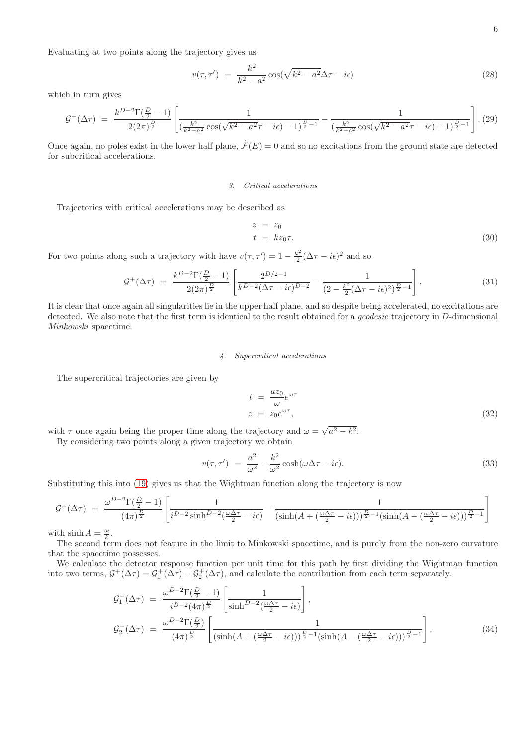Evaluating at two points along the trajectory gives us

$$v(\tau,\tau') \;=\; \frac{k^2}{k^2-a^2}\cos(\sqrt{k^2-a^2}\Delta\tau - i\epsilon) \tag{28}$$

which in turn gives

$$\mathcal{G}^+(\Delta\tau) \;=\; \frac{k^{D-2}\Gamma(\frac{D}{2}-1)}{2(2\pi)^{\frac{D}{2}}}\left[\frac{1}{(\frac{k^2}{k^2-a^2}\cos(\sqrt{k^2-a^2}\tau-i\epsilon)-1)^{\frac{D}{2}-1}} - \frac{1}{(\frac{k^2}{k^2-a^2}\cos(\sqrt{k^2-a^2}\tau-i\epsilon)+1)^{\frac{D}{2}-1}}\right]. \tag{29}$$

Once again, no poles exist in the lower half plane, $\dot{\mathcal{F}}(E)=0$ and so no excitations from the ground state are detected for subcritical accelerations.

### 3. Critical accelerations

Trajectories with critical accelerations may be described as

$$\begin{aligned} z \;&=\; z_0 \\ t \;&=\; kz_0\tau. \end{aligned} \tag{30}$$

For two points along such a trajectory with have $v(\tau,\tau') = 1-\frac{k^2}{2}(\Delta\tau - i\epsilon)^2$ and so

$$\mathcal{G}^+(\Delta\tau) \;=\; \frac{k^{D-2}\Gamma(\frac{D}{2}-1)}{2(2\pi)^{\frac{D}{2}}}\left[\frac{2^{D/2-1}}{k^{D-2}(\Delta\tau-i\epsilon)^{D-2}} - \frac{1}{(2-\frac{k^2}{2}(\Delta\tau-i\epsilon)^2)^{\frac{D}{2}-1}}\right]. \tag{31}$$

It is clear that once again all singularities lie in the upper half plane, and so despite being accelerated, no excitations are detected. We also note that the first term is identical to the result obtained for a *geodesic* trajectory in $D$-dimensional *Minkowski* spacetime.

### 4. Supercritical accelerations

The supercritical trajectories are given by

$$\begin{aligned} t \;&=\; \frac{az_0}{\omega}e^{\omega\tau} \\ z \;&=\; z_0 e^{\omega\tau}, \end{aligned} \tag{32}$$

with $\tau$ once again being the proper time along the trajectory and $\omega=\sqrt{a^2-k^2}$.

By considering two points along a given trajectory we obtain

$$v(\tau,\tau') \;=\; \frac{a^2}{\omega^2} - \frac{k^2}{\omega^2}\cosh(\omega\Delta\tau - i\epsilon). \tag{33}$$

Substituting this into (19) gives us that the Wightman function along the trajectory is now

$$\mathcal{G}^+(\Delta\tau) \;=\; \frac{\omega^{D-2}\Gamma(\frac{D}{2}-1)}{(4\pi)^{\frac{D}{2}}}\left[\frac{1}{i^{D-2}\sinh^{D-2}(\frac{\omega\Delta\tau}{2}-i\epsilon)} - \frac{1}{(\sinh(A+(\frac{\omega\Delta\tau}{2}-i\epsilon)))^{\frac{D}{2}-1}(\sinh(A-(\frac{\omega\Delta\tau}{2}-i\epsilon)))^{\frac{D}{2}-1}}\right]$$

with $\sinh A = \frac{\omega}{k}$.

The second term does not feature in the limit to Minkowski spacetime, and is purely from the non-zero curvature that the spacetime possesses.

We calculate the detector response function per unit time for this path by first dividing the Wightman function into two terms, $\mathcal{G}^+(\Delta\tau) = \mathcal{G}_1^+(\Delta\tau) - \mathcal{G}_2^+(\Delta\tau)$, and calculate the contribution from each term separately.

$$\begin{aligned} \mathcal{G}_1^+(\Delta\tau) \;&=\; \frac{\omega^{D-2}\Gamma(\frac{D}{2}-1)}{i^{D-2}(4\pi)^{\frac{D}{2}}}\left[\frac{1}{\sinh^{D-2}(\frac{\omega\Delta\tau}{2}-i\epsilon)}\right], \\ \mathcal{G}_2^+(\Delta\tau) \;&=\; \frac{\omega^{D-2}\Gamma(\frac{D}{2})}{(4\pi)^{\frac{D}{2}}}\left[\frac{1}{(\sinh(A+(\frac{\omega\Delta\tau}{2}-i\epsilon)))^{\frac{D}{2}-1}(\sinh(A-(\frac{\omega\Delta\tau}{2}-i\epsilon)))^{\frac{D}{2}-1}}\right]. \end{aligned} \tag{34}$$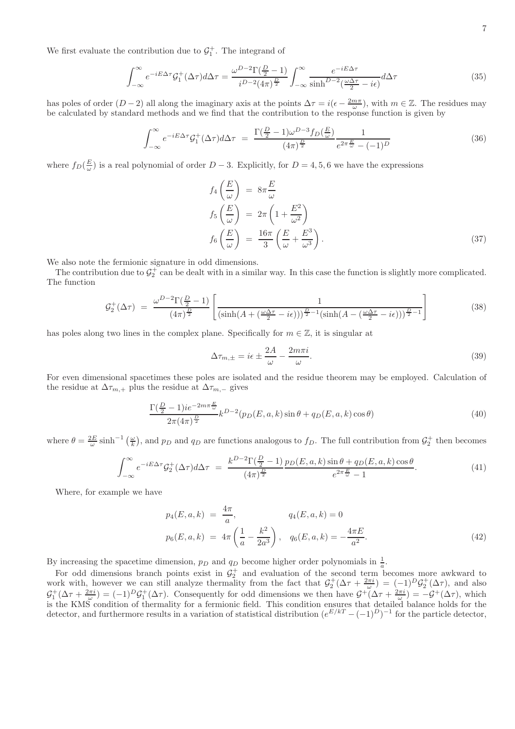We first evaluate the contribution due to $\mathcal{G}_1^+$. The integrand of

$$\int_{-\infty}^{\infty} e^{-iE\Delta\tau}\mathcal{G}_1^+(\Delta\tau)d\Delta\tau = \frac{\omega^{D-2}\Gamma(\frac{D}{2}-1)}{i^{D-2}(4\pi)^{\frac{D}{2}}}\int_{-\infty}^{\infty}\frac{e^{-iE\Delta\tau}}{\sinh^{D-2}(\frac{\omega\Delta\tau}{2}-i\epsilon)}d\Delta\tau \tag{35}$$

has poles of order $(D-2)$ all along the imaginary axis at the points $\Delta\tau = i(\epsilon - \frac{2m\pi}{\omega})$, with $m \in \mathbb{Z}$. The residues may be calculated by standard methods and we find that the contribution to the response function is given by

$$\int_{-\infty}^{\infty} e^{-iE\Delta\tau}\mathcal{G}_1^+(\Delta\tau)d\Delta\tau = \frac{\Gamma(\frac{D}{2}-1)\omega^{D-3}f_D(\frac{E}{\omega})}{(4\pi)^{\frac{D}{2}}}\frac{1}{e^{2\pi\frac{E}{\omega}}-(-1)^D} \tag{36}$$

where $f_D(\frac{E}{\omega})$ is a real polynomial of order $D-3$. Explicitly, for $D = 4, 5, 6$ we have the expressions

$$\begin{aligned}
f_4\left(\frac{E}{\omega}\right) &= 8\pi\frac{E}{\omega}\\
f_5\left(\frac{E}{\omega}\right) &= 2\pi\left(1+\frac{E^2}{\omega^2}\right)\\
f_6\left(\frac{E}{\omega}\right) &= \frac{16\pi}{3}\left(\frac{E}{\omega}+\frac{E^3}{\omega^3}\right).
\end{aligned} \tag{37}$$

We also note the fermionic signature in odd dimensions.

The contribution due to $\mathcal{G}_2^+$ can be dealt with in a similar way. In this case the function is slightly more complicated. The function

$$\mathcal{G}_2^+(\Delta\tau) = \frac{\omega^{D-2}\Gamma(\frac{D}{2}-1)}{(4\pi)^{\frac{D}{2}}}\left[\frac{1}{(\sinh(A+(\frac{\omega\Delta\tau}{2}-i\epsilon)))^{\frac{D}{2}-1}(\sinh(A-(\frac{\omega\Delta\tau}{2}-i\epsilon)))^{\frac{D}{2}-1}}\right] \tag{38}$$

has poles along two lines in the complex plane. Specifically for $m \in \mathbb{Z}$, it is singular at

$$\Delta\tau_{m,\pm} = i\epsilon \pm \frac{2A}{\omega} - \frac{2m\pi i}{\omega}. \tag{39}$$

For even dimensional spacetimes these poles are isolated and the residue theorem may be employed. Calculation of the residue at $\Delta\tau_{m,+}$ plus the residue at $\Delta\tau_{m,-}$ gives

$$\frac{\Gamma(\frac{D}{2}-1)ie^{-2m\pi\frac{E}{\omega}}}{2\pi(4\pi)^{\frac{D}{2}}}k^{D-2}(p_D(E,a,k)\sin\theta + q_D(E,a,k)\cos\theta) \tag{40}$$

where $\theta = \frac{2E}{\omega}\sinh^{-1}\left(\frac{\omega}{k}\right)$, and $p_D$ and $q_D$ are functions analogous to $f_D$. The full contribution from $\mathcal{G}_2^+$ then becomes

$$\int_{-\infty}^{\infty} e^{-iE\Delta\tau}\mathcal{G}_2^+(\Delta\tau)d\Delta\tau = \frac{k^{D-2}\Gamma(\frac{D}{2}-1)}{(4\pi)^{\frac{D}{2}}}\frac{p_D(E,a,k)\sin\theta + q_D(E,a,k)\cos\theta}{e^{2\pi\frac{E}{\omega}}-1}. \tag{41}$$

Where, for example we have

$$\begin{aligned}
p_4(E,a,k) &= \frac{4\pi}{a}, & q_4(E,a,k) &= 0\\
p_6(E,a,k) &= 4\pi\left(\frac{1}{a}-\frac{k^2}{2a^3}\right), & q_6(E,a,k) &= -\frac{4\pi E}{a^2}.
\end{aligned} \tag{42}$$

By increasing the spacetime dimension, $p_D$ and $q_D$ become higher order polynomials in $\frac{1}{a}$.

For odd dimensions branch points exist in $\mathcal{G}_2^+$ and evaluation of the second term becomes more awkward to work with, however we can still analyze thermality from the fact that $\mathcal{G}_2^+(\Delta\tau + \frac{2\pi i}{\omega}) = (-1)^D\mathcal{G}_2^+(\Delta\tau)$, and also $\mathcal{G}_1^+(\Delta\tau + \frac{2\pi i}{\omega}) = (-1)^D\mathcal{G}_1^+(\Delta\tau)$. Consequently for odd dimensions we then have $\mathcal{G}^+(\Delta\tau + \frac{2\pi i}{\omega}) = -\mathcal{G}^+(\Delta\tau)$, which is the KMS condition of thermality for a fermionic field. This condition ensures that detailed balance holds for the detector, and furthermore results in a variation of statistical distribution $(e^{E/kT} - (-1)^D)^{-1}$ for the particle detector,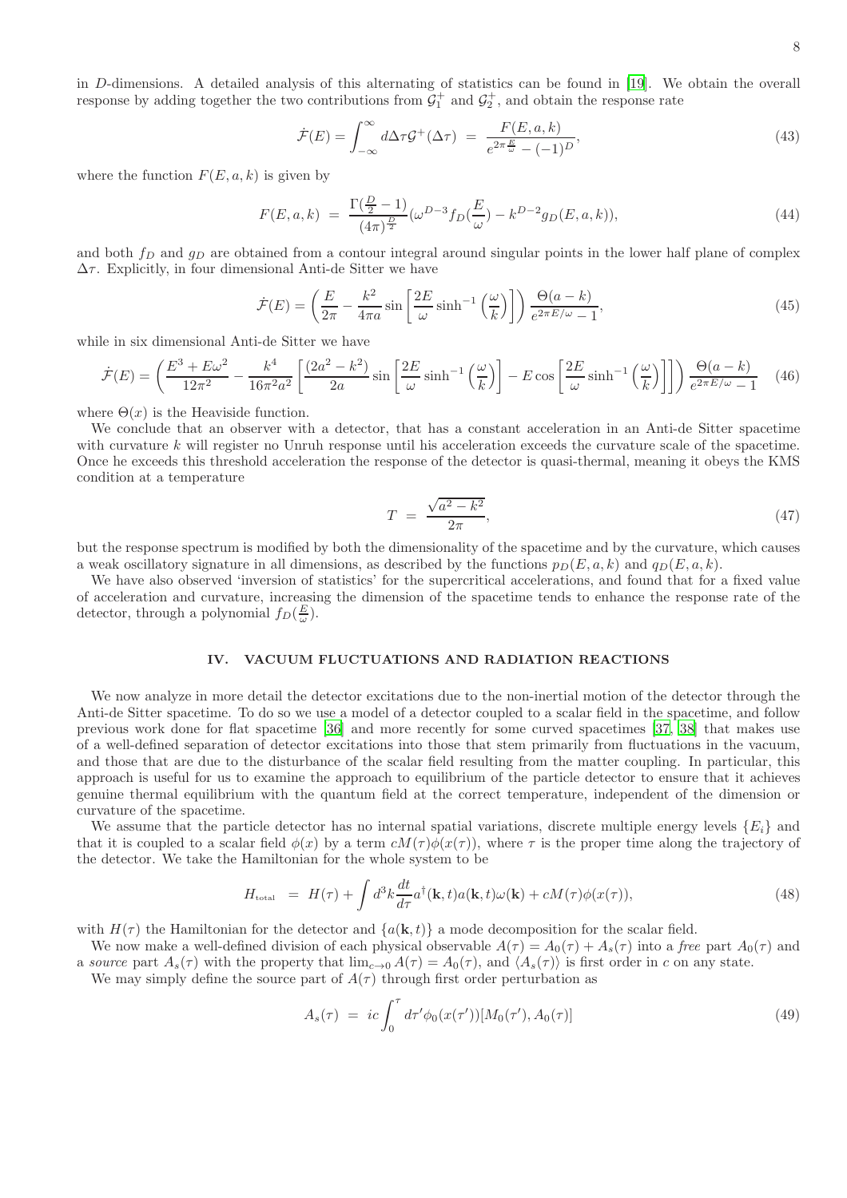in $D$-dimensions. A detailed analysis of this alternating of statistics can be found in [19]. We obtain the overall response by adding together the two contributions from $\mathcal{G}_1^+$ and $\mathcal{G}_2^+$, and obtain the response rate

$$\dot{\mathcal{F}}(E) = \int_{-\infty}^{\infty} d\Delta\tau \mathcal{G}^+(\Delta\tau) \ = \ \frac{F(E,a,k)}{e^{2\pi\frac{E}{\omega}} - (-1)^D}, \tag{43}$$

where the function $F(E,a,k)$ is given by

$$F(E,a,k) \ = \ \frac{\Gamma(\frac{D}{2}-1)}{(4\pi)^{\frac{D}{2}}}(\omega^{D-3} f_D(\frac{E}{\omega}) - k^{D-2} g_D(E,a,k)), \tag{44}$$

and both $f_D$ and $g_D$ are obtained from a contour integral around singular points in the lower half plane of complex $\Delta\tau$. Explicitly, in four dimensional Anti-de Sitter we have

$$\dot{\mathcal{F}}(E) = \left(\frac{E}{2\pi} - \frac{k^2}{4\pi a}\sin\left[\frac{2E}{\omega}\sinh^{-1}\left(\frac{\omega}{k}\right)\right]\right)\frac{\Theta(a-k)}{e^{2\pi E/\omega}-1}, \tag{45}$$

while in six dimensional Anti-de Sitter we have

$$\dot{\mathcal{F}}(E) = \left(\frac{E^3 + E\omega^2}{12\pi^2} - \frac{k^4}{16\pi^2 a^2}\left[\frac{(2a^2-k^2)}{2a}\sin\left[\frac{2E}{\omega}\sinh^{-1}\left(\frac{\omega}{k}\right)\right] - E\cos\left[\frac{2E}{\omega}\sinh^{-1}\left(\frac{\omega}{k}\right)\right]\right]\right)\frac{\Theta(a-k)}{e^{2\pi E/\omega}-1} \tag{46}$$

where $\Theta(x)$ is the Heaviside function.

We conclude that an observer with a detector, that has a constant acceleration in an Anti-de Sitter spacetime with curvature $k$ will register no Unruh response until his acceleration exceeds the curvature scale of the spacetime. Once he exceeds this threshold acceleration the response of the detector is quasi-thermal, meaning it obeys the KMS condition at a temperature

$$T \ = \ \frac{\sqrt{a^2-k^2}}{2\pi}, \tag{47}$$

but the response spectrum is modified by both the dimensionality of the spacetime and by the curvature, which causes a weak oscillatory signature in all dimensions, as described by the functions $p_D(E,a,k)$ and $q_D(E,a,k)$.

We have also observed 'inversion of statistics' for the supercritical accelerations, and found that for a fixed value of acceleration and curvature, increasing the dimension of the spacetime tends to enhance the response rate of the detector, through a polynomial $f_D(\frac{E}{\omega})$.

## IV. VACUUM FLUCTUATIONS AND RADIATION REACTIONS

We now analyze in more detail the detector excitations due to the non-inertial motion of the detector through the Anti-de Sitter spacetime. To do so we use a model of a detector coupled to a scalar field in the spacetime, and follow previous work done for flat spacetime [36] and more recently for some curved spacetimes [37, 38] that makes use of a well-defined separation of detector excitations into those that stem primarily from fluctuations in the vacuum, and those that are due to the disturbance of the scalar field resulting from the matter coupling. In particular, this approach is useful for us to examine the approach to equilibrium of the particle detector to ensure that it achieves genuine thermal equilibrium with the quantum field at the correct temperature, independent of the dimension or curvature of the spacetime.

We assume that the particle detector has no internal spatial variations, discrete multiple energy levels $\{E_i\}$ and that it is coupled to a scalar field $\phi(x)$ by a term $cM(\tau)\phi(x(\tau))$, where $\tau$ is the proper time along the trajectory of the detector. We take the Hamiltonian for the whole system to be

$$H_{\text{total}} \ = \ H(\tau) + \int d^3k \frac{dt}{d\tau} a^\dagger(\mathbf{k},t)a(\mathbf{k},t)\omega(\mathbf{k}) + cM(\tau)\phi(x(\tau)), \tag{48}$$

with $H(\tau)$ the Hamiltonian for the detector and $\{a(\mathbf{k},t)\}$ a mode decomposition for the scalar field.

We now make a well-defined division of each physical observable $A(\tau) = A_0(\tau) + A_s(\tau)$ into a *free* part $A_0(\tau)$ and a *source* part $A_s(\tau)$ with the property that $\lim_{c\to 0} A(\tau) = A_0(\tau)$, and $\langle A_s(\tau)\rangle$ is first order in $c$ on any state.

We may simply define the source part of $A(\tau)$ through first order perturbation as

$$A_s(\tau) \ = \ ic\int_0^\tau d\tau' \phi_0(x(\tau'))[M_0(\tau'), A_0(\tau)] \tag{49}$$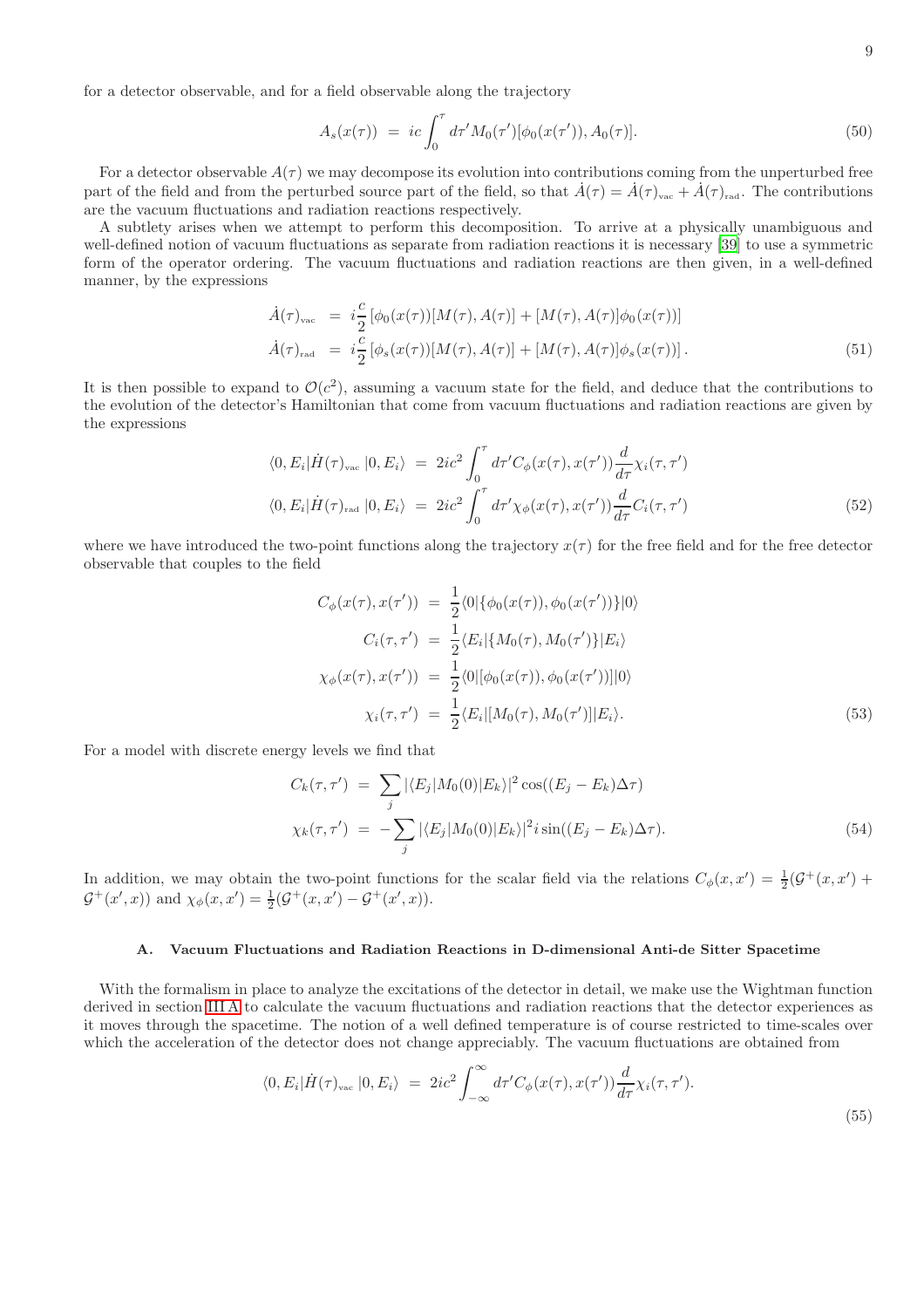for a detector observable, and for a field observable along the trajectory

$$A_s(x(\tau)) \;=\; ic\int_0^{\tau} d\tau' M_0(\tau')[\phi_0(x(\tau')), A_0(\tau)]. \tag{50}$$

For a detector observable $A(\tau)$ we may decompose its evolution into contributions coming from the unperturbed free part of the field and from the perturbed source part of the field, so that $\dot{A}(\tau) = \dot{A}(\tau)_{\text{vac}} + \dot{A}(\tau)_{\text{rad}}$. The contributions are the vacuum fluctuations and radiation reactions respectively.

A subtlety arises when we attempt to perform this decomposition. To arrive at a physically unambiguous and well-defined notion of vacuum fluctuations as separate from radiation reactions it is necessary [39] to use a symmetric form of the operator ordering. The vacuum fluctuations and radiation reactions are then given, in a well-defined manner, by the expressions

$$\begin{aligned}
\dot{A}(\tau)_{\text{vac}} &= i\frac{c}{2}\left[\phi_0(x(\tau))[M(\tau), A(\tau)] + [M(\tau), A(\tau)]\phi_0(x(\tau))\right] \\
\dot{A}(\tau)_{\text{rad}} &= i\frac{c}{2}\left[\phi_s(x(\tau))[M(\tau), A(\tau)] + [M(\tau), A(\tau)]\phi_s(x(\tau))\right].
\end{aligned} \tag{51}$$

It is then possible to expand to $\mathcal{O}(c^2)$, assuming a vacuum state for the field, and deduce that the contributions to the evolution of the detector's Hamiltonian that come from vacuum fluctuations and radiation reactions are given by the expressions

$$\begin{aligned}
\langle 0, E_i|\dot{H}(\tau)_{\text{vac}}\,|0, E_i\rangle &= 2ic^2\int_0^{\tau} d\tau' C_\phi(x(\tau), x(\tau'))\frac{d}{d\tau}\chi_i(\tau, \tau') \\
\langle 0, E_i|\dot{H}(\tau)_{\text{rad}}\,|0, E_i\rangle &= 2ic^2\int_0^{\tau} d\tau' \chi_\phi(x(\tau), x(\tau'))\frac{d}{d\tau}C_i(\tau, \tau')
\end{aligned} \tag{52}$$

where we have introduced the two-point functions along the trajectory $x(\tau)$ for the free field and for the free detector observable that couples to the field

$$\begin{aligned}
C_\phi(x(\tau), x(\tau')) &= \frac{1}{2}\langle 0|\{\phi_0(x(\tau)), \phi_0(x(\tau'))\}|0\rangle \\
C_i(\tau, \tau') &= \frac{1}{2}\langle E_i|\{M_0(\tau), M_0(\tau')\}|E_i\rangle \\
\chi_\phi(x(\tau), x(\tau')) &= \frac{1}{2}\langle 0|[\phi_0(x(\tau)), \phi_0(x(\tau'))]|0\rangle \\
\chi_i(\tau, \tau') &= \frac{1}{2}\langle E_i|[M_0(\tau), M_0(\tau')]|E_i\rangle.
\end{aligned} \tag{53}$$

For a model with discrete energy levels we find that

$$\begin{aligned}
C_k(\tau, \tau') &= \sum_j |\langle E_j|M_0(0)|E_k\rangle|^2\cos((E_j - E_k)\Delta\tau) \\
\chi_k(\tau, \tau') &= -\sum_j |\langle E_j|M_0(0)|E_k\rangle|^2 i\sin((E_j - E_k)\Delta\tau).
\end{aligned} \tag{54}$$

In addition, we may obtain the two-point functions for the scalar field via the relations $C_\phi(x, x') = \frac{1}{2}(\mathcal{G}^+(x, x') + \mathcal{G}^+(x', x))$ and $\chi_\phi(x, x') = \frac{1}{2}(\mathcal{G}^+(x, x') - \mathcal{G}^+(x', x))$.

### A. Vacuum Fluctuations and Radiation Reactions in D-dimensional Anti-de Sitter Spacetime

With the formalism in place to analyze the excitations of the detector in detail, we make use the Wightman function derived in section III A to calculate the vacuum fluctuations and radiation reactions that the detector experiences as it moves through the spacetime. The notion of a well defined temperature is of course restricted to time-scales over which the acceleration of the detector does not change appreciably. The vacuum fluctuations are obtained from

$$\langle 0, E_i|\dot{H}(\tau)_{\text{vac}}\,|0, E_i\rangle \;=\; 2ic^2\int_{-\infty}^{\infty} d\tau' C_\phi(x(\tau), x(\tau'))\frac{d}{d\tau}\chi_i(\tau, \tau'). \tag{55}$$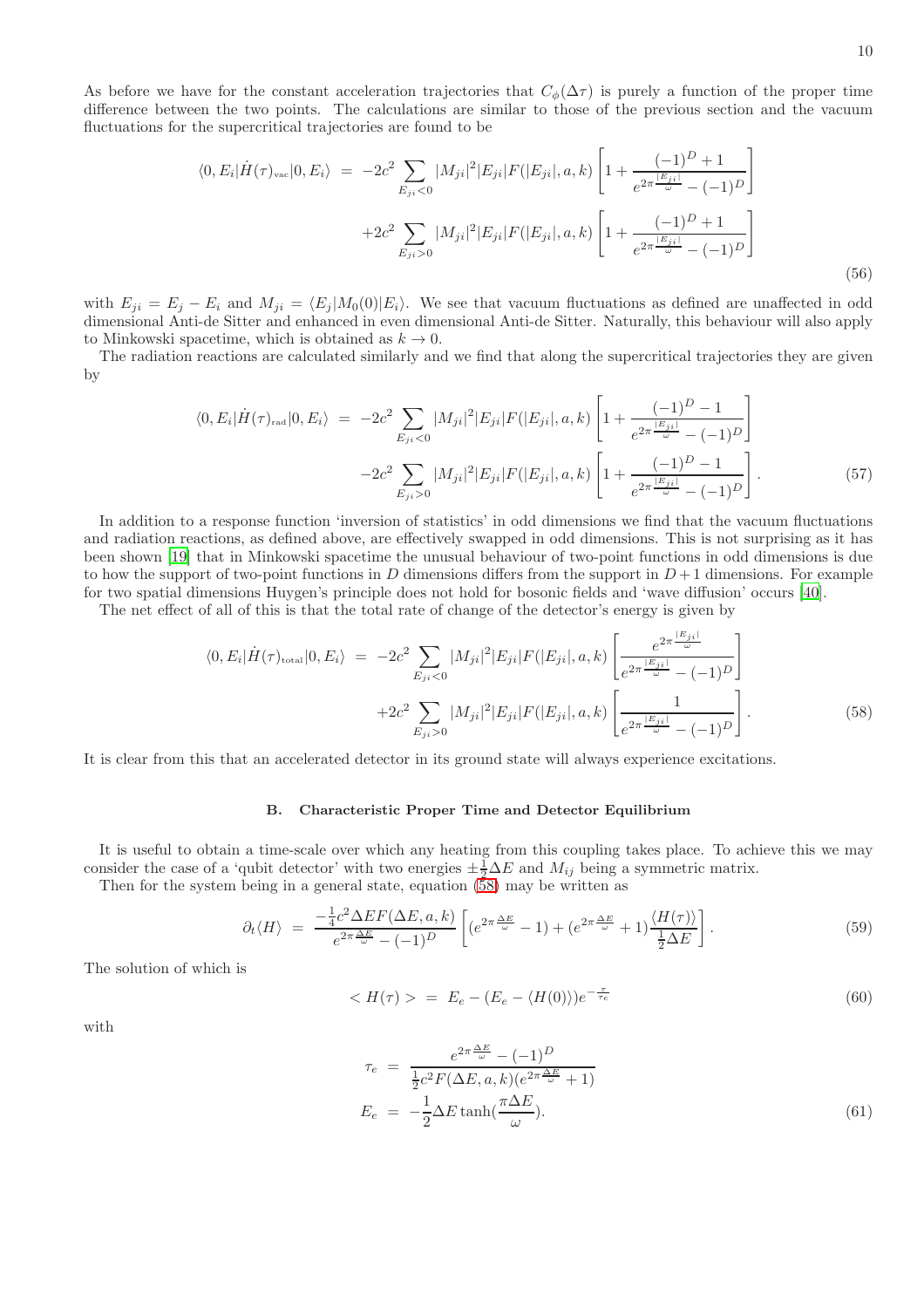As before we have for the constant acceleration trajectories that $C_\phi(\Delta\tau)$ is purely a function of the proper time difference between the two points. The calculations are similar to those of the previous section and the vacuum fluctuations for the supercritical trajectories are found to be

$$
\begin{aligned}
\langle 0, E_i|\dot{H}(\tau)_{\text{vac}}|0, E_i\rangle &= -2c^2 \sum_{E_{ji}<0} |M_{ji}|^2 |E_{ji}| F(|E_{ji}|, a, k) \left[ 1 + \frac{(-1)^D + 1}{e^{2\pi \frac{|E_{ji}|}{\omega}} - (-1)^D} \right] \\
&\quad + 2c^2 \sum_{E_{ji}>0} |M_{ji}|^2 |E_{ji}| F(|E_{ji}|, a, k) \left[ 1 + \frac{(-1)^D + 1}{e^{2\pi \frac{|E_{ji}|}{\omega}} - (-1)^D} \right]
\end{aligned}
\tag{56}
$$

with $E_{ji} = E_j - E_i$ and $M_{ji} = \langle E_j|M_0(0)|E_i\rangle$. We see that vacuum fluctuations as defined are unaffected in odd dimensional Anti-de Sitter and enhanced in even dimensional Anti-de Sitter. Naturally, this behaviour will also apply to Minkowski spacetime, which is obtained as $k \to 0$.

The radiation reactions are calculated similarly and we find that along the supercritical trajectories they are given by

$$
\begin{aligned}
\langle 0, E_i|\dot{H}(\tau)_{\text{rad}}|0, E_i\rangle &= -2c^2 \sum_{E_{ji}<0} |M_{ji}|^2 |E_{ji}| F(|E_{ji}|, a, k) \left[ 1 + \frac{(-1)^D - 1}{e^{2\pi \frac{|E_{ji}|}{\omega}} - (-1)^D} \right] \\
&\quad - 2c^2 \sum_{E_{ji}>0} |M_{ji}|^2 |E_{ji}| F(|E_{ji}|, a, k) \left[ 1 + \frac{(-1)^D - 1}{e^{2\pi \frac{|E_{ji}|}{\omega}} - (-1)^D} \right].
\end{aligned}
\tag{57}
$$

In addition to a response function 'inversion of statistics' in odd dimensions we find that the vacuum fluctuations and radiation reactions, as defined above, are effectively swapped in odd dimensions. This is not surprising as it has been shown [19] that in Minkowski spacetime the unusual behaviour of two-point functions in odd dimensions is due to how the support of two-point functions in $D$ dimensions differs from the support in $D+1$ dimensions. For example for two spatial dimensions Huygen's principle does not hold for bosonic fields and 'wave diffusion' occurs [40].

The net effect of all of this is that the total rate of change of the detector's energy is given by

$$
\begin{aligned}
\langle 0, E_i|\dot{H}(\tau)_{\text{total}}|0, E_i\rangle &= -2c^2 \sum_{E_{ji}<0} |M_{ji}|^2 |E_{ji}| F(|E_{ji}|, a, k) \left[ \frac{e^{2\pi \frac{|E_{ji}|}{\omega}}}{e^{2\pi \frac{|E_{ji}|}{\omega}} - (-1)^D} \right] \\
&\quad + 2c^2 \sum_{E_{ji}>0} |M_{ji}|^2 |E_{ji}| F(|E_{ji}|, a, k) \left[ \frac{1}{e^{2\pi \frac{|E_{ji}|}{\omega}} - (-1)^D} \right].
\end{aligned}
\tag{58}
$$

It is clear from this that an accelerated detector in its ground state will always experience excitations.

### B. Characteristic Proper Time and Detector Equilibrium

It is useful to obtain a time-scale over which any heating from this coupling takes place. To achieve this we may consider the case of a 'qubit detector' with two energies $\pm\frac{1}{2}\Delta E$ and $M_{ij}$ being a symmetric matrix.

Then for the system being in a general state, equation (58) may be written as

$$
\partial_t \langle H \rangle = \frac{-\frac{1}{4}c^2 \Delta E F(\Delta E, a, k)}{e^{2\pi \frac{\Delta E}{\omega}} - (-1)^D} \left[ (e^{2\pi \frac{\Delta E}{\omega}} - 1) + (e^{2\pi \frac{\Delta E}{\omega}} + 1) \frac{\langle H(\tau) \rangle}{\frac{1}{2}\Delta E} \right].
\tag{59}
$$

The solution of which is

$$
< H(\tau) > = E_e - (E_e - \langle H(0) \rangle) e^{-\frac{\tau}{\tau_e}}
\tag{60}
$$

with

$$
\begin{aligned}
\tau_e &= \frac{e^{2\pi \frac{\Delta E}{\omega}} - (-1)^D}{\frac{1}{2}c^2 F(\Delta E, a, k)(e^{2\pi \frac{\Delta E}{\omega}} + 1)} \\
E_e &= -\frac{1}{2}\Delta E \tanh\left(\frac{\pi \Delta E}{\omega}\right).
\end{aligned}
\tag{61}
$$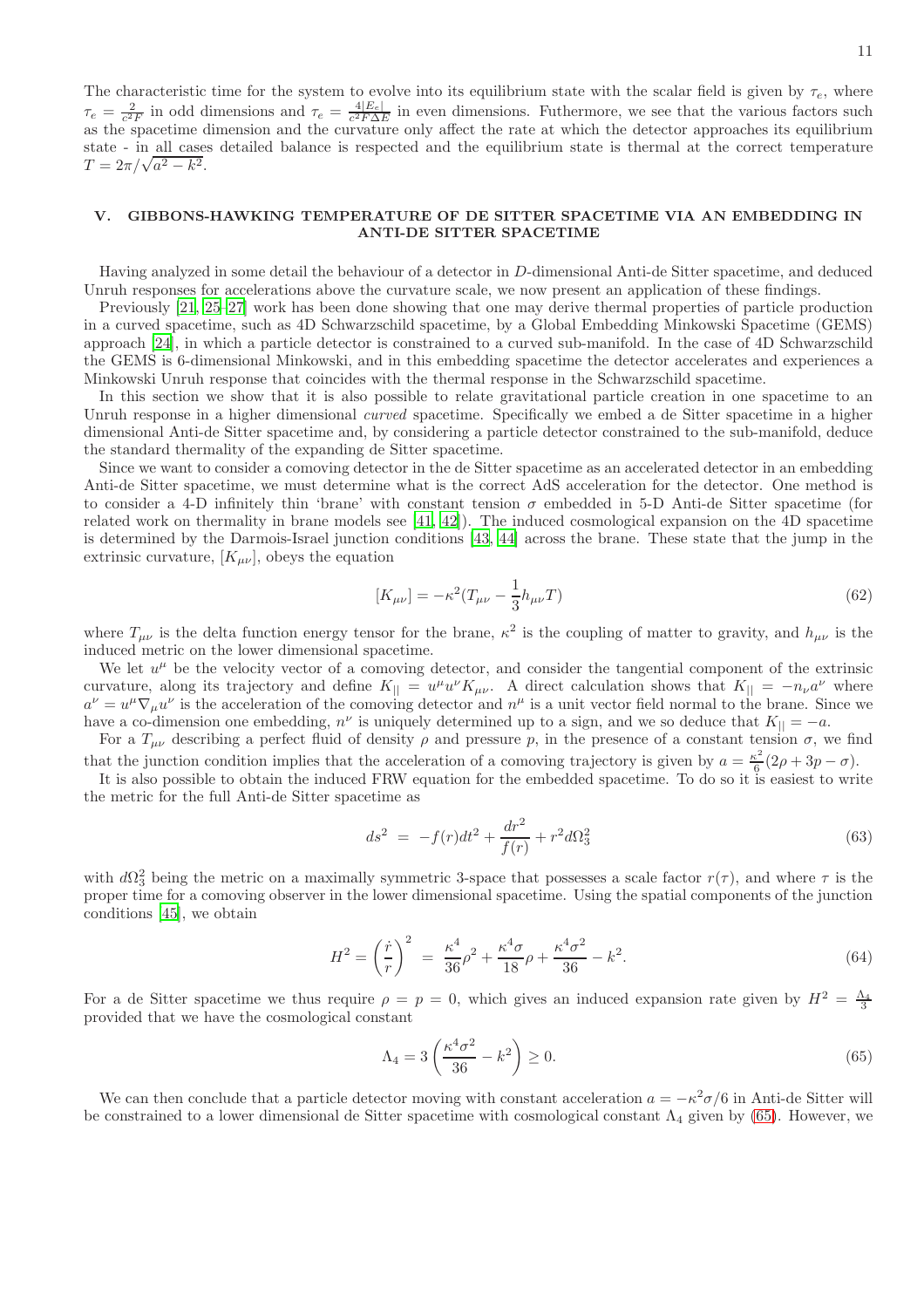The characteristic time for the system to evolve into its equilibrium state with the scalar field is given by $\tau_e$, where $\tau_e = \frac{2}{c^2 F}$ in odd dimensions and $\tau_e = \frac{4|E_e|}{c^2 F \Delta E}$ in even dimensions. Futhermore, we see that the various factors such as the spacetime dimension and the curvature only affect the rate at which the detector approaches its equilibrium state - in all cases detailed balance is respected and the equilibrium state is thermal at the correct temperature $T = 2\pi/\sqrt{a^2 - k^2}$.

## V. GIBBONS-HAWKING TEMPERATURE OF DE SITTER SPACETIME VIA AN EMBEDDING IN ANTI-DE SITTER SPACETIME

Having analyzed in some detail the behaviour of a detector in $D$-dimensional Anti-de Sitter spacetime, and deduced Unruh responses for accelerations above the curvature scale, we now present an application of these findings.

Previously [21, 25–27] work has been done showing that one may derive thermal properties of particle production in a curved spacetime, such as 4D Schwarzschild spacetime, by a Global Embedding Minkowski Spacetime (GEMS) approach [24], in which a particle detector is constrained to a curved sub-manifold. In the case of 4D Schwarzschild the GEMS is 6-dimensional Minkowski, and in this embedding spacetime the detector accelerates and experiences a Minkowski Unruh response that coincides with the thermal response in the Schwarzschild spacetime.

In this section we show that it is also possible to relate gravitational particle creation in one spacetime to an Unruh response in a higher dimensional *curved* spacetime. Specifically we embed a de Sitter spacetime in a higher dimensional Anti-de Sitter spacetime and, by considering a particle detector constrained to the sub-manifold, deduce the standard thermality of the expanding de Sitter spacetime.

Since we want to consider a comoving detector in the de Sitter spacetime as an accelerated detector in an embedding Anti-de Sitter spacetime, we must determine what is the correct AdS acceleration for the detector. One method is to consider a 4-D infinitely thin 'brane' with constant tension $\sigma$ embedded in 5-D Anti-de Sitter spacetime (for related work on thermality in brane models see [41, 42]). The induced cosmological expansion on the 4D spacetime is determined by the Darmois-Israel junction conditions [43, 44] across the brane. These state that the jump in the extrinsic curvature, $[K_{\mu\nu}]$, obeys the equation

$$[K_{\mu\nu}] = -\kappa^2 (T_{\mu\nu} - \frac{1}{3} h_{\mu\nu} T) \tag{62}$$

where $T_{\mu\nu}$ is the delta function energy tensor for the brane, $\kappa^2$ is the coupling of matter to gravity, and $h_{\mu\nu}$ is the induced metric on the lower dimensional spacetime.

We let $u^\mu$ be the velocity vector of a comoving detector, and consider the tangential component of the extrinsic curvature, along its trajectory and define $K_{||} = u^\mu u^\nu K_{\mu\nu}$. A direct calculation shows that $K_{||} = -n_\nu a^\nu$ where $a^\nu = u^\mu \nabla_\mu u^\nu$ is the acceleration of the comoving detector and $n^\mu$ is a unit vector field normal to the brane. Since we have a co-dimension one embedding, $n^\nu$ is uniquely determined up to a sign, and we so deduce that $K_{||} = -a$.

For a $T_{\mu\nu}$ describing a perfect fluid of density $\rho$ and pressure $p$, in the presence of a constant tension $\sigma$, we find that the junction condition implies that the acceleration of a comoving trajectory is given by $a = \frac{\kappa^2}{6}(2\rho + 3p - \sigma)$.

It is also possible to obtain the induced FRW equation for the embedded spacetime. To do so it is easiest to write the metric for the full Anti-de Sitter spacetime as

$$ds^2 = -f(r)dt^2 + \frac{dr^2}{f(r)} + r^2 d\Omega_3^2 \tag{63}$$

with $d\Omega_3^2$ being the metric on a maximally symmetric 3-space that possesses a scale factor $r(\tau)$, and where $\tau$ is the proper time for a comoving observer in the lower dimensional spacetime. Using the spatial components of the junction conditions [45], we obtain

$$H^2 = \left(\frac{\dot{r}}{r}\right)^2 = \frac{\kappa^4}{36}\rho^2 + \frac{\kappa^4 \sigma}{18}\rho + \frac{\kappa^4 \sigma^2}{36} - k^2. \tag{64}$$

For a de Sitter spacetime we thus require $\rho = p = 0$, which gives an induced expansion rate given by $H^2 = \frac{\Lambda_4}{3}$ provided that we have the cosmological constant

$$\Lambda_4 = 3\left(\frac{\kappa^4 \sigma^2}{36} - k^2\right) \geq 0. \tag{65}$$

We can then conclude that a particle detector moving with constant acceleration $a = -\kappa^2 \sigma/6$ in Anti-de Sitter will be constrained to a lower dimensional de Sitter spacetime with cosmological constant $\Lambda_4$ given by (65). However, we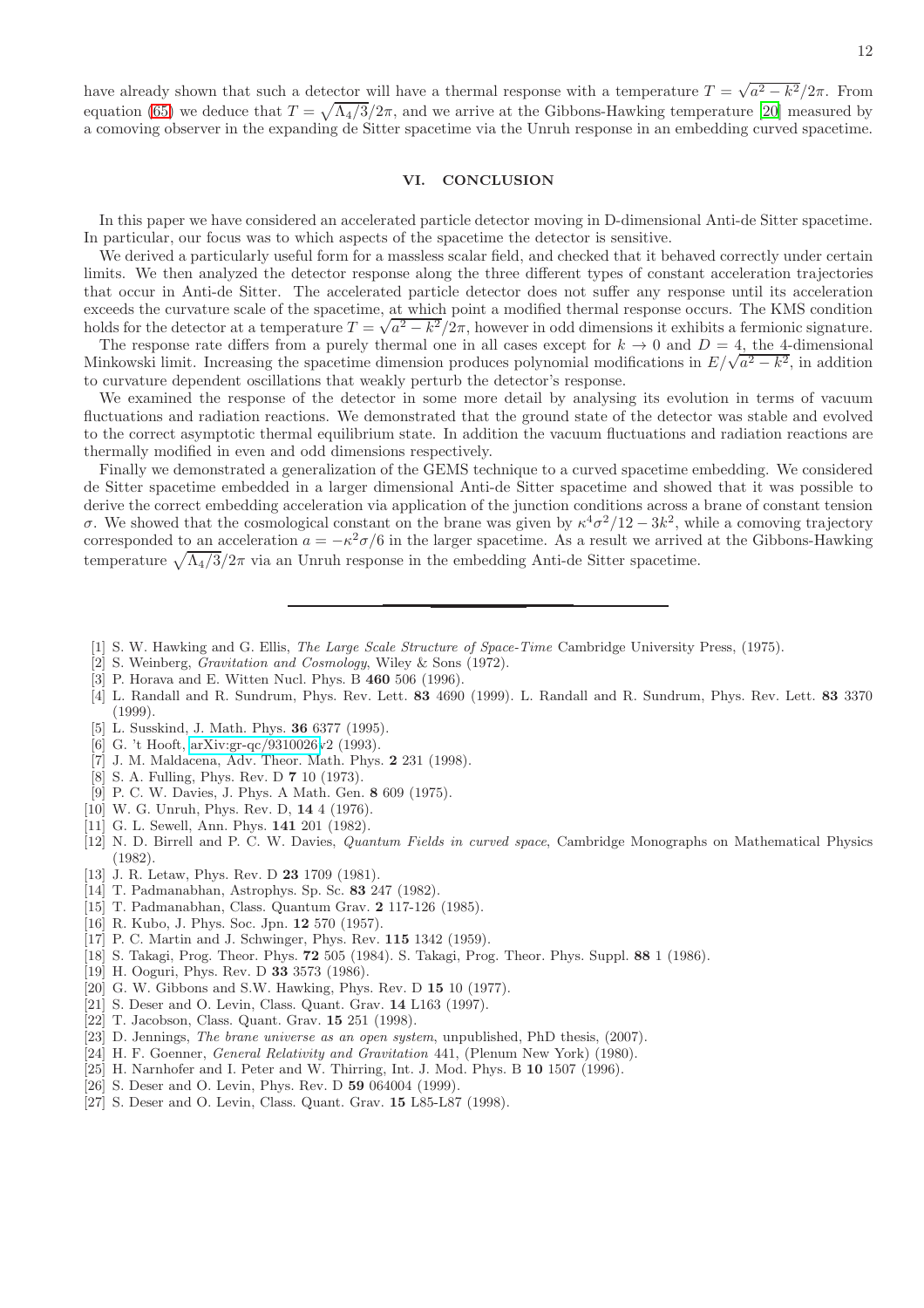have already shown that such a detector will have a thermal response with a temperature $T = \sqrt{a^2 - k^2}/2\pi$. From equation (65) we deduce that $T = \sqrt{\Lambda_4/3}/2\pi$, and we arrive at the Gibbons-Hawking temperature [20] measured by a comoving observer in the expanding de Sitter spacetime via the Unruh response in an embedding curved spacetime.

## VI. CONCLUSION

In this paper we have considered an accelerated particle detector moving in D-dimensional Anti-de Sitter spacetime. In particular, our focus was to which aspects of the spacetime the detector is sensitive.

We derived a particularly useful form for a massless scalar field, and checked that it behaved correctly under certain limits. We then analyzed the detector response along the three different types of constant acceleration trajectories that occur in Anti-de Sitter. The accelerated particle detector does not suffer any response until its acceleration exceeds the curvature scale of the spacetime, at which point a modified thermal response occurs. The KMS condition holds for the detector at a temperature $T = \sqrt{a^2 - k^2}/2\pi$, however in odd dimensions it exhibits a fermionic signature.

The response rate differs from a purely thermal one in all cases except for $k \to 0$ and $D = 4$, the 4-dimensional Minkowski limit. Increasing the spacetime dimension produces polynomial modifications in $E/\sqrt{a^2 - k^2}$, in addition to curvature dependent oscillations that weakly perturb the detector's response.

We examined the response of the detector in some more detail by analysing its evolution in terms of vacuum fluctuations and radiation reactions. We demonstrated that the ground state of the detector was stable and evolved to the correct asymptotic thermal equilibrium state. In addition the vacuum fluctuations and radiation reactions are thermally modified in even and odd dimensions respectively.

Finally we demonstrated a generalization of the GEMS technique to a curved spacetime embedding. We considered de Sitter spacetime embedded in a larger dimensional Anti-de Sitter spacetime and showed that it was possible to derive the correct embedding acceleration via application of the junction conditions across a brane of constant tension $\sigma$. We showed that the cosmological constant on the brane was given by $\kappa^4\sigma^2/12 - 3k^2$, while a comoving trajectory corresponded to an acceleration $a = -\kappa^2\sigma/6$ in the larger spacetime. As a result we arrived at the Gibbons-Hawking temperature $\sqrt{\Lambda_4/3}/2\pi$ via an Unruh response in the embedding Anti-de Sitter spacetime.

---

[1] S. W. Hawking and G. Ellis, *The Large Scale Structure of Space-Time* Cambridge University Press, (1975).
[2] S. Weinberg, *Gravitation and Cosmology*, Wiley & Sons (1972).
[3] P. Horava and E. Witten Nucl. Phys. B **460** 506 (1996).
[4] L. Randall and R. Sundrum, Phys. Rev. Lett. **83** 4690 (1999). L. Randall and R. Sundrum, Phys. Rev. Lett. **83** 3370 (1999).
[5] L. Susskind, J. Math. Phys. **36** 6377 (1995).
[6] G. 't Hooft, arXiv:gr-qc/9310026v2 (1993).
[7] J. M. Maldacena, Adv. Theor. Math. Phys. **2** 231 (1998).
[8] S. A. Fulling, Phys. Rev. D **7** 10 (1973).
[9] P. C. W. Davies, J. Phys. A Math. Gen. **8** 609 (1975).
[10] W. G. Unruh, Phys. Rev. D, **14** 4 (1976).
[11] G. L. Sewell, Ann. Phys. **141** 201 (1982).
[12] N. D. Birrell and P. C. W. Davies, *Quantum Fields in curved space*, Cambridge Monographs on Mathematical Physics (1982).
[13] J. R. Letaw, Phys. Rev. D **23** 1709 (1981).
[14] T. Padmanabhan, Astrophys. Sp. Sc. **83** 247 (1982).
[15] T. Padmanabhan, Class. Quantum Grav. **2** 117-126 (1985).
[16] R. Kubo, J. Phys. Soc. Jpn. **12** 570 (1957).
[17] P. C. Martin and J. Schwinger, Phys. Rev. **115** 1342 (1959).
[18] S. Takagi, Prog. Theor. Phys. **72** 505 (1984). S. Takagi, Prog. Theor. Phys. Suppl. **88** 1 (1986).
[19] H. Ooguri, Phys. Rev. D **33** 3573 (1986).
[20] G. W. Gibbons and S.W. Hawking, Phys. Rev. D **15** 10 (1977).
[21] S. Deser and O. Levin, Class. Quant. Grav. **14** L163 (1997).
[22] T. Jacobson, Class. Quant. Grav. **15** 251 (1998).
[23] D. Jennings, *The brane universe as an open system*, unpublished, PhD thesis, (2007).
[24] H. F. Goenner, *General Relativity and Gravitation* 441, (Plenum New York) (1980).
[25] H. Narnhofer and I. Peter and W. Thirring, Int. J. Mod. Phys. B **10** 1507 (1996).
[26] S. Deser and O. Levin, Phys. Rev. D **59** 064004 (1999).
[27] S. Deser and O. Levin, Class. Quant. Grav. **15** L85-L87 (1998).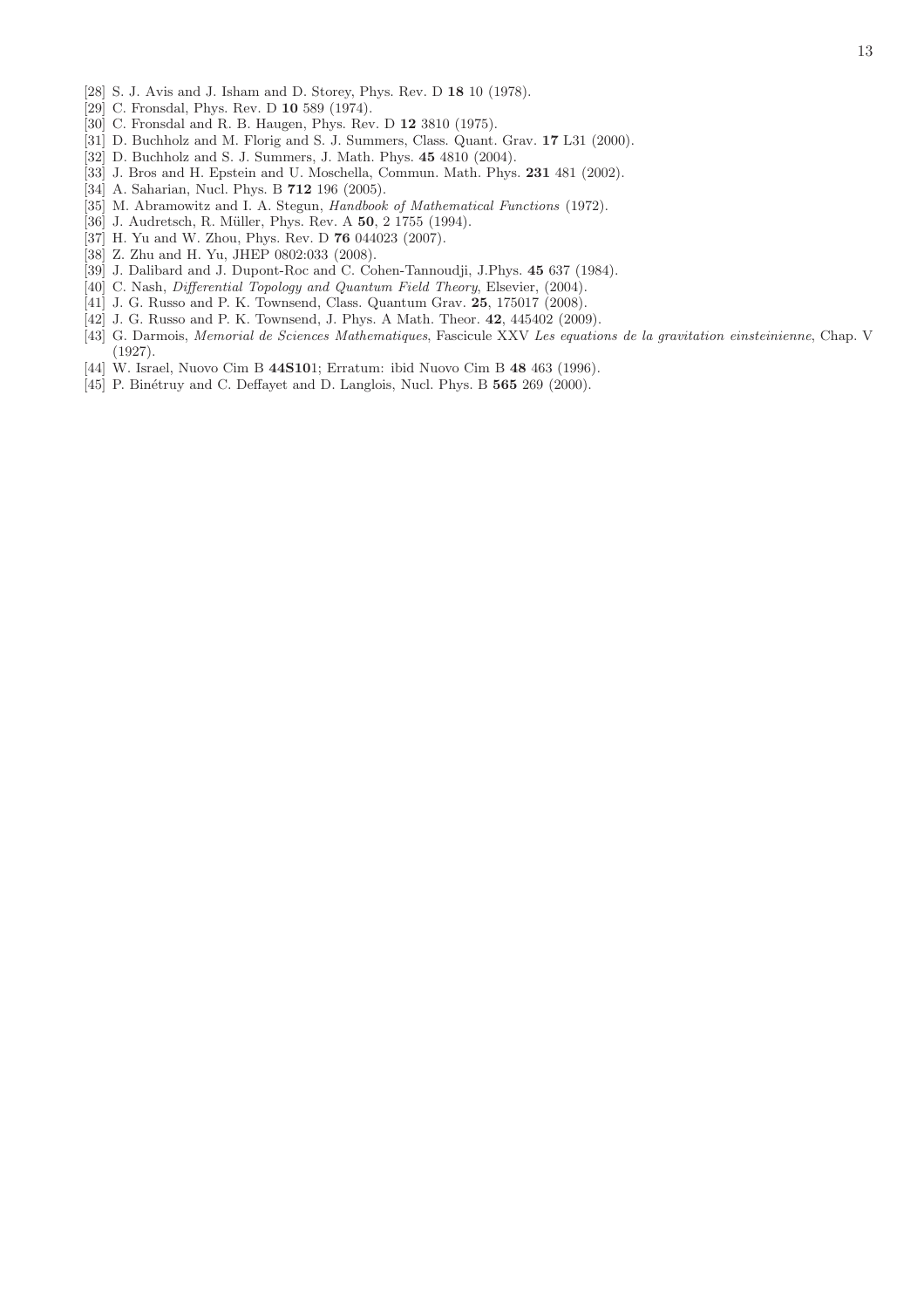[28] S. J. Avis and J. Isham and D. Storey, Phys. Rev. D **18** 10 (1978).

[29] C. Fronsdal, Phys. Rev. D **10** 589 (1974).

[30] C. Fronsdal and R. B. Haugen, Phys. Rev. D **12** 3810 (1975).

[31] D. Buchholz and M. Florig and S. J. Summers, Class. Quant. Grav. **17** L31 (2000).

[32] D. Buchholz and S. J. Summers, J. Math. Phys. **45** 4810 (2004).

[33] J. Bros and H. Epstein and U. Moschella, Commun. Math. Phys. **231** 481 (2002).

[34] A. Saharian, Nucl. Phys. B **712** 196 (2005).

[35] M. Abramowitz and I. A. Stegun, *Handbook of Mathematical Functions* (1972).

[36] J. Audretsch, R. Müller, Phys. Rev. A **50**, 2 1755 (1994).

[37] H. Yu and W. Zhou, Phys. Rev. D **76** 044023 (2007).

[38] Z. Zhu and H. Yu, JHEP 0802:033 (2008).

[39] J. Dalibard and J. Dupont-Roc and C. Cohen-Tannoudji, J.Phys. **45** 637 (1984).

[40] C. Nash, *Differential Topology and Quantum Field Theory*, Elsevier, (2004).

[41] J. G. Russo and P. K. Townsend, Class. Quantum Grav. **25**, 175017 (2008).

[42] J. G. Russo and P. K. Townsend, J. Phys. A Math. Theor. **42**, 445402 (2009).

[43] G. Darmois, *Memorial de Sciences Mathematiques*, Fascicule XXV *Les equations de la gravitation einsteinienne*, Chap. V (1927).

[44] W. Israel, Nuovo Cim B **44S10**1; Erratum: ibid Nuovo Cim B **48** 463 (1996).

[45] P. Binétruy and C. Deffayet and D. Langlois, Nucl. Phys. B **565** 269 (2000).